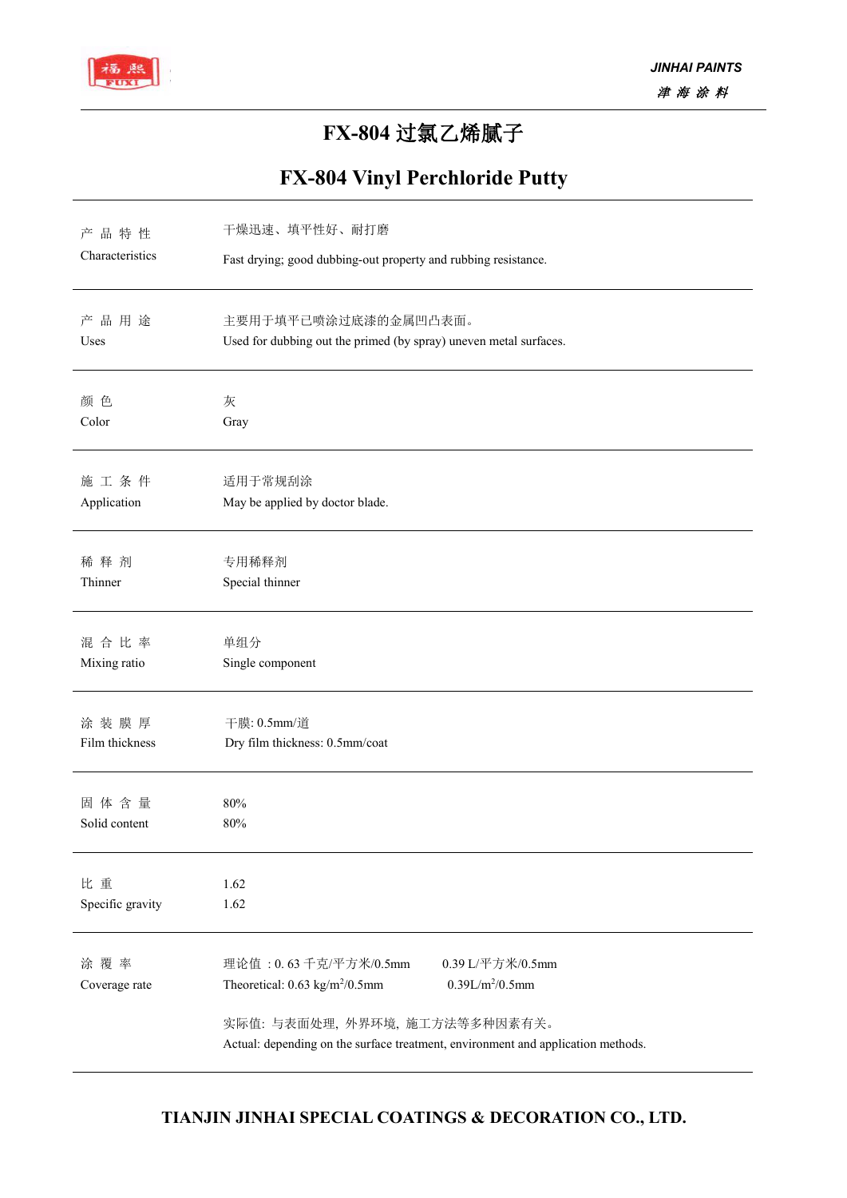# FX-804 过氯乙烯腻子

## FX-804 Vinyl Perchloride Putty

| | |
|---|---|
| 产 品 特 性<br>Characteristics | 干燥迅速、填平性好、耐打磨<br>Fast drying; good dubbing-out property and rubbing resistance. |
| 产 品 用 途<br>Uses | 主要用于填平已喷涂过底漆的金属凹凸表面。<br>Used for dubbing out the primed (by spray) uneven metal surfaces. |
| 颜 色<br>Color | 灰<br>Gray |
| 施 工 条 件<br>Application | 适用于常规刮涂<br>May be applied by doctor blade. |
| 稀 释 剂<br>Thinner | 专用稀释剂<br>Special thinner |
| 混 合 比 率<br>Mixing ratio | 单组分<br>Single component |
| 涂 装 膜 厚<br>Film thickness | 干膜: 0.5mm/道<br>Dry film thickness: 0.5mm/coat |
| 固 体 含 量<br>Solid content | 80%<br>80% |
| 比 重<br>Specific gravity | 1.62<br>1.62 |
| 涂 覆 率<br>Coverage rate | 理论值 ：0. 63 千克/平方米/0.5mm 0.39 L/平方米/0.5mm<br>Theoretical: 0.63 kg/m$^2$/0.5mm 0.39L/m$^2$/0.5mm<br><br>实际值: 与表面处理, 外界环境, 施工方法等多种因素有关。<br>Actual: depending on the surface treatment, environment and application methods. |

**TIANJIN JINHAI SPECIAL COATINGS & DECORATION CO., LTD.**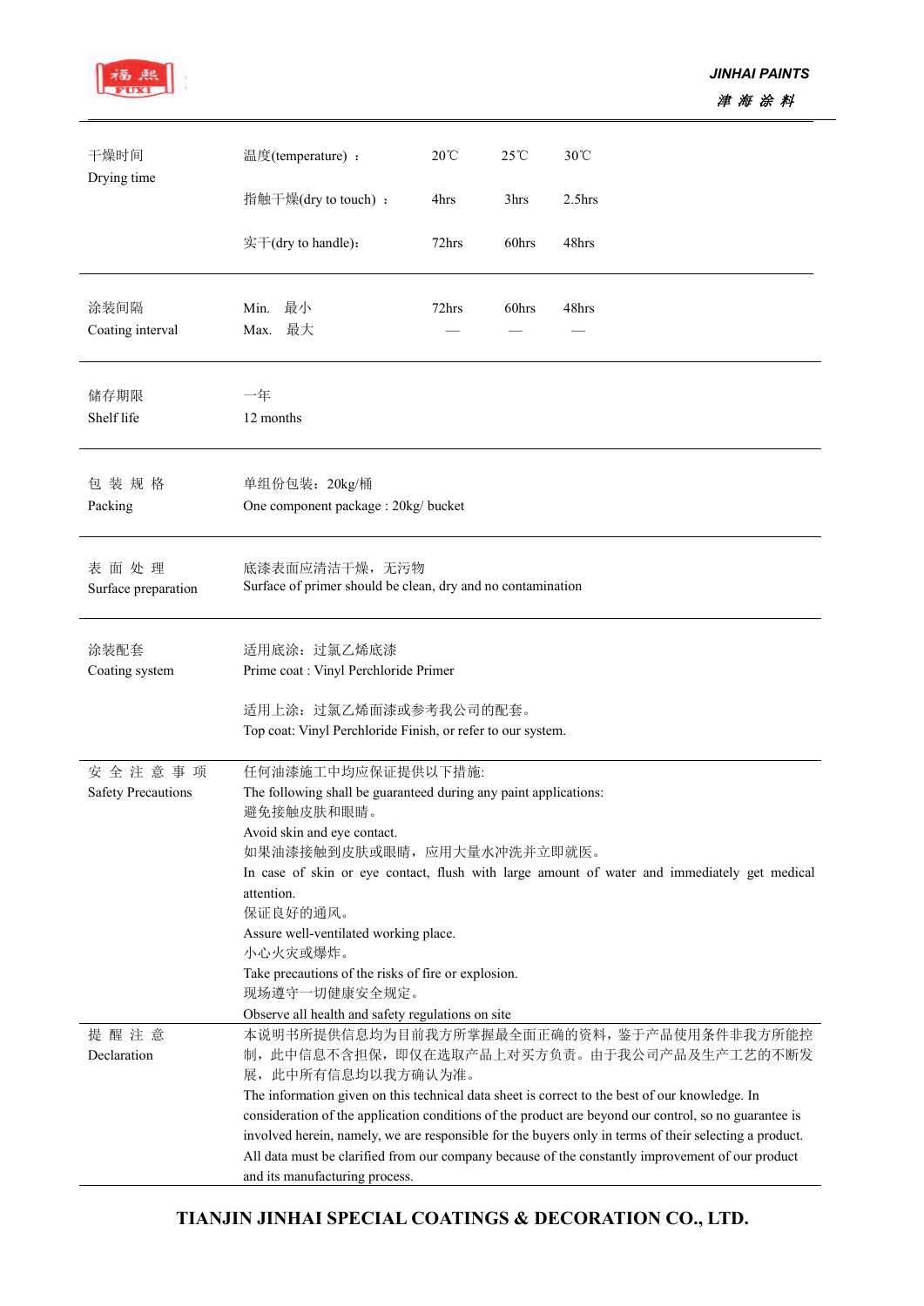| | | | | |
|---|---|---|---|---|
| 干燥时间<br>Drying time | 温度(temperature) ： | 20℃ | 25℃ | 30℃ |
| | 指触干燥(dry to touch) ： | 4hrs | 3hrs | 2.5hrs |
| | 实干(dry to handle)： | 72hrs | 60hrs | 48hrs |
| 涂装间隔<br>Coating interval | Min. 最小 | 72hrs | 60hrs | 48hrs |
| | Max. 最大 | — | — | — |

| | |
|---|---|
| 储存期限<br>Shelf life | 一年<br>12 months |
| 包 装 规 格<br>Packing | 单组份包装：20kg/桶<br>One component package : 20kg/ bucket |
| 表 面 处 理<br>Surface preparation | 底漆表面应清洁干燥，无污物<br>Surface of primer should be clean, dry and no contamination |
| 涂装配套<br>Coating system | 适用底涂：过氯乙烯底漆<br>Prime coat : Vinyl Perchloride Primer<br><br>适用上涂：过氯乙烯面漆或参考我公司的配套。<br>Top coat: Vinyl Perchloride Finish, or refer to our system. |
| 安 全 注 意 事 项<br>Safety Precautions | 任何油漆施工中均应保证提供以下措施:<br>The following shall be guaranteed during any paint applications:<br>避免接触皮肤和眼睛。<br>Avoid skin and eye contact.<br>如果油漆接触到皮肤或眼睛，应用大量水冲洗并立即就医。<br>In case of skin or eye contact, flush with large amount of water and immediately get medical attention.<br>保证良好的通风。<br>Assure well-ventilated working place.<br>小心火灾或爆炸。<br>Take precautions of the risks of fire or explosion.<br>现场遵守一切健康安全规定。<br>Observe all health and safety regulations on site |
| 提 醒 注 意<br>Declaration | 本说明书所提供信息均为目前我方所掌握最全面正确的资料，鉴于产品使用条件非我方所能控制，此中信息不含担保，即仅在选取产品上对买方负责。由于我公司产品及生产工艺的不断发展，此中所有信息均以我方确认为准。<br>The information given on this technical data sheet is correct to the best of our knowledge. In consideration of the application conditions of the product are beyond our control, so no guarantee is involved herein, namely, we are responsible for the buyers only in terms of their selecting a product. All data must be clarified from our company because of the constantly improvement of our product and its manufacturing process. |